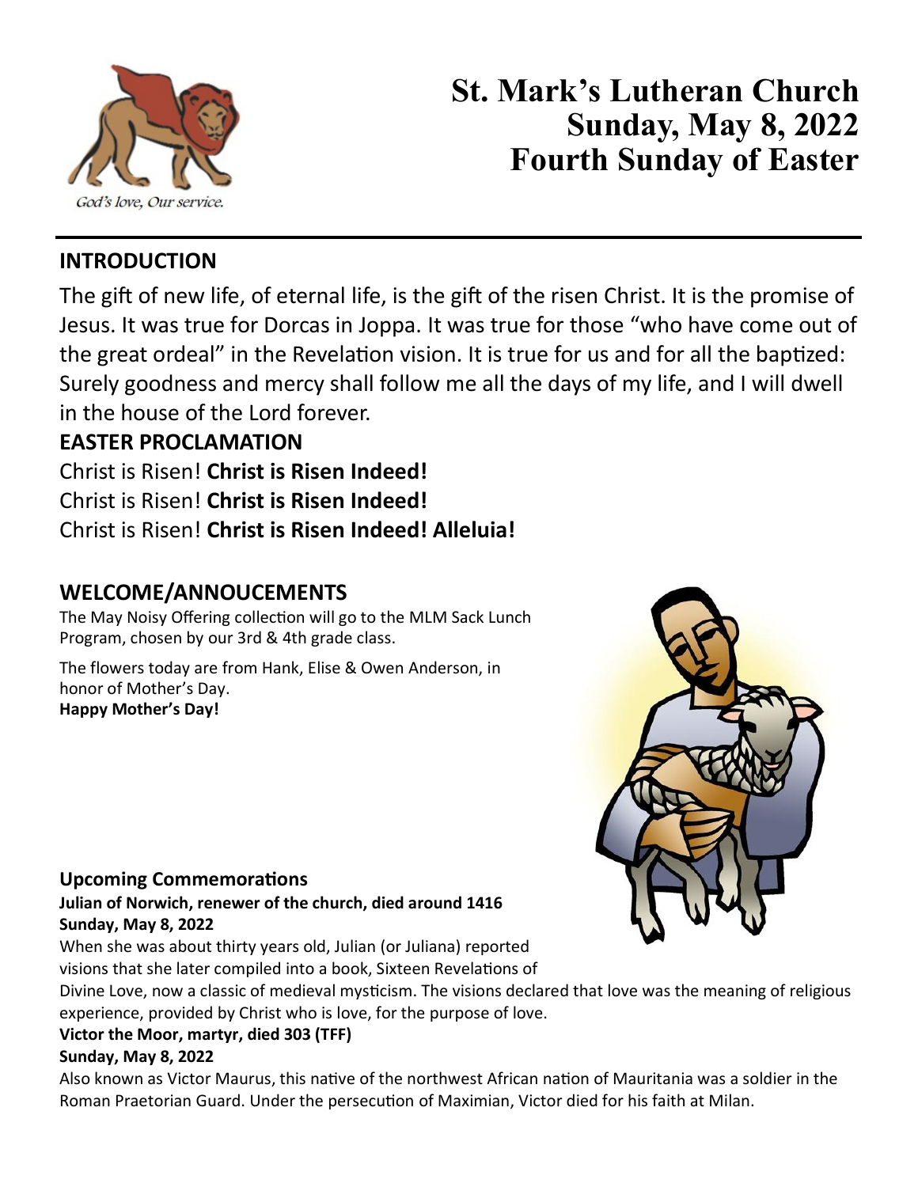God's love, Our service.

# St. Mark's Lutheran Church
# Sunday, May 8, 2022
# Fourth Sunday of Easter

## INTRODUCTION

The gift of new life, of eternal life, is the gift of the risen Christ. It is the promise of Jesus. It was true for Dorcas in Joppa. It was true for those "who have come out of the great ordeal" in the Revelation vision. It is true for us and for all the baptized: Surely goodness and mercy shall follow me all the days of my life, and I will dwell in the house of the Lord forever.

## EASTER PROCLAMATION

Christ is Risen! **Christ is Risen Indeed!**
Christ is Risen! **Christ is Risen Indeed!**
Christ is Risen! **Christ is Risen Indeed! Alleluia!**

## WELCOME/ANNOUCEMENTS

The May Noisy Offering collection will go to the MLM Sack Lunch Program, chosen by our 3rd & 4th grade class.

The flowers today are from Hank, Elise & Owen Anderson, in honor of Mother's Day.
**Happy Mother's Day!**

### Upcoming Commemorations

**Julian of Norwich, renewer of the church, died around 1416**
**Sunday, May 8, 2022**

When she was about thirty years old, Julian (or Juliana) reported visions that she later compiled into a book, Sixteen Revelations of Divine Love, now a classic of medieval mysticism. The visions declared that love was the meaning of religious experience, provided by Christ who is love, for the purpose of love.

**Victor the Moor, martyr, died 303 (TFF)**
**Sunday, May 8, 2022**

Also known as Victor Maurus, this native of the northwest African nation of Mauritania was a soldier in the Roman Praetorian Guard. Under the persecution of Maximian, Victor died for his faith at Milan.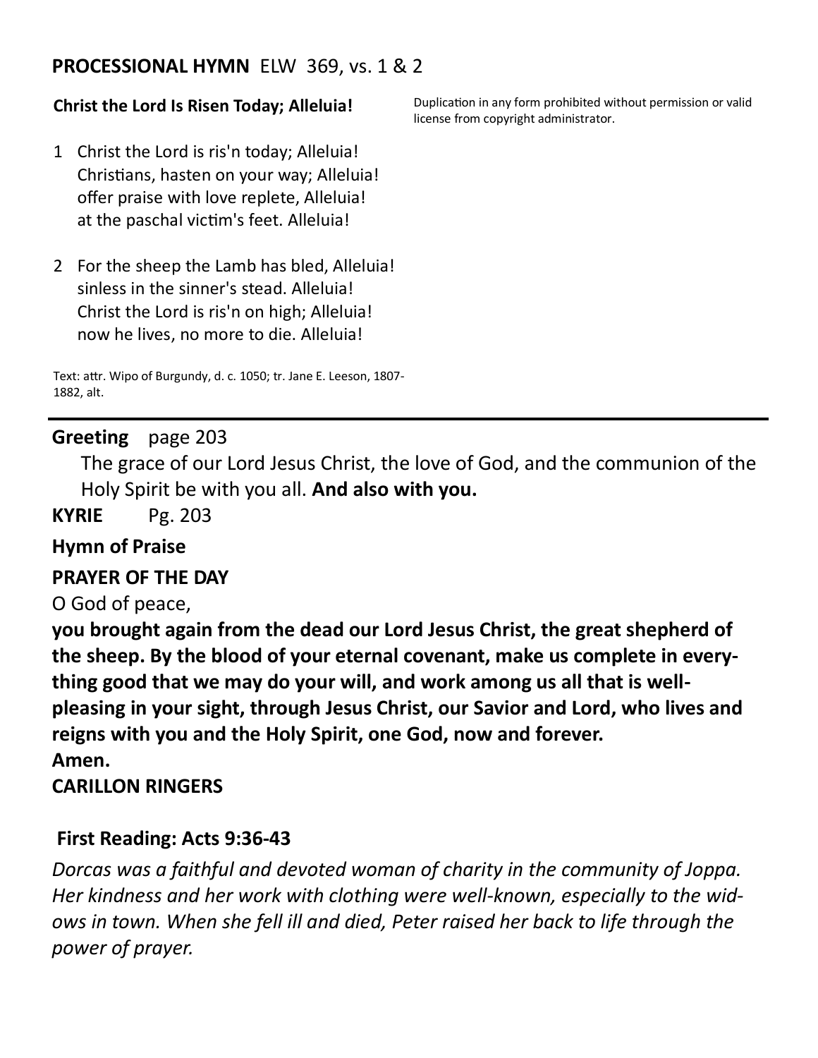## PROCESSIONAL HYMN ELW 369, vs. 1 & 2

**Christ the Lord Is Risen Today; Alleluia!**

Duplication in any form prohibited without permission or valid license from copyright administrator.

1. Christ the Lord is ris'n today; Alleluia!
   Christians, hasten on your way; Alleluia!
   offer praise with love replete, Alleluia!
   at the paschal victim's feet. Alleluia!

2. For the sheep the Lamb has bled, Alleluia!
   sinless in the sinner's stead. Alleluia!
   Christ the Lord is ris'n on high; Alleluia!
   now he lives, no more to die. Alleluia!

Text: attr. Wipo of Burgundy, d. c. 1050; tr. Jane E. Leeson, 1807-1882, alt.

---

**Greeting** page 203

The grace of our Lord Jesus Christ, the love of God, and the communion of the Holy Spirit be with you all. **And also with you.**

**KYRIE** Pg. 203

**Hymn of Praise**

**PRAYER OF THE DAY**

O God of peace,

**you brought again from the dead our Lord Jesus Christ, the great shepherd of the sheep. By the blood of your eternal covenant, make us complete in everything good that we may do your will, and work among us all that is well-pleasing in your sight, through Jesus Christ, our Savior and Lord, who lives and reigns with you and the Holy Spirit, one God, now and forever.**

**Amen.**

**CARILLON RINGERS**

**First Reading: Acts 9:36-43**

*Dorcas was a faithful and devoted woman of charity in the community of Joppa. Her kindness and her work with clothing were well-known, especially to the widows in town. When she fell ill and died, Peter raised her back to life through the power of prayer.*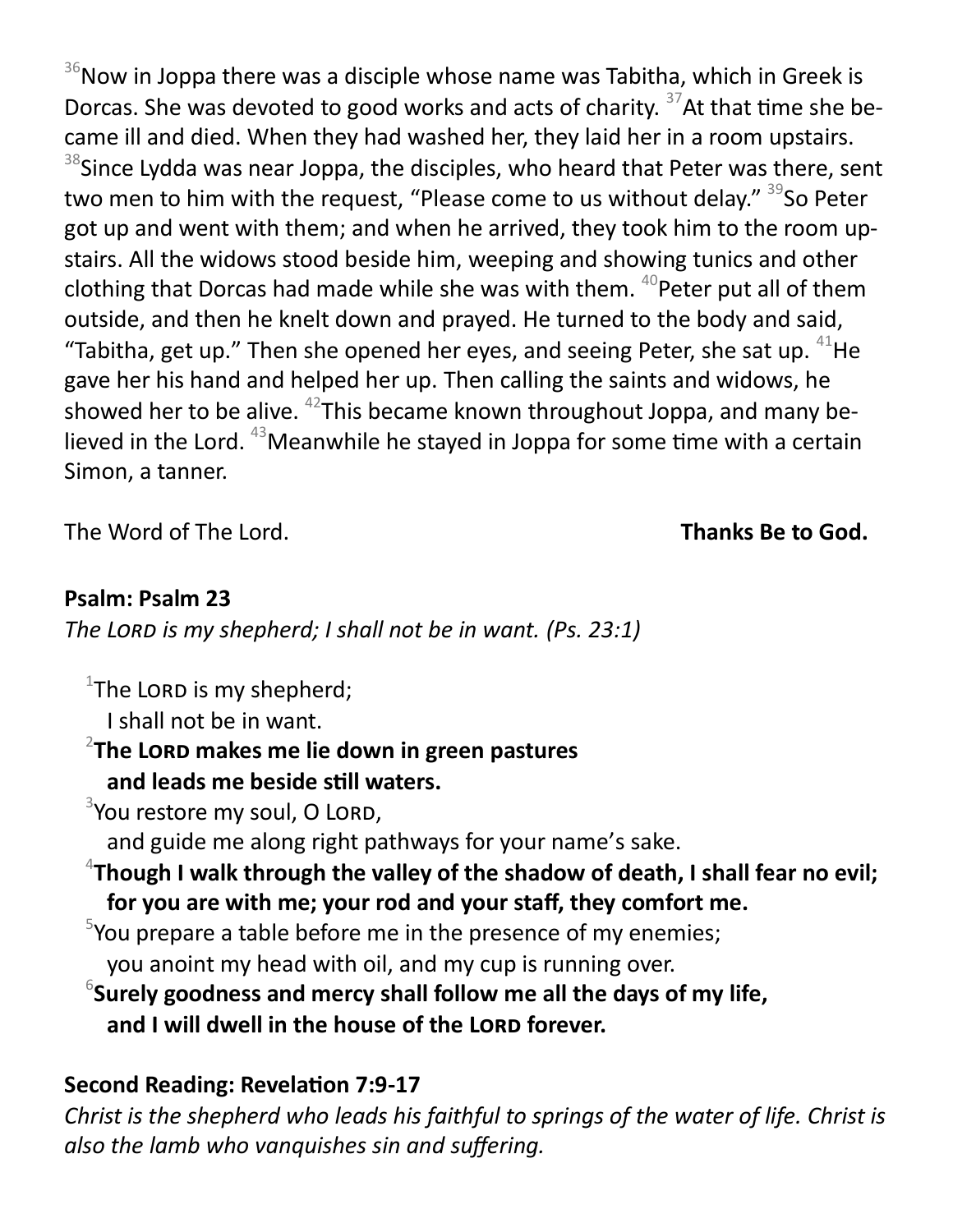[36]Now in Joppa there was a disciple whose name was Tabitha, which in Greek is Dorcas. She was devoted to good works and acts of charity. [37]At that time she became ill and died. When they had washed her, they laid her in a room upstairs. [38]Since Lydda was near Joppa, the disciples, who heard that Peter was there, sent two men to him with the request, "Please come to us without delay." [39]So Peter got up and went with them; and when he arrived, they took him to the room upstairs. All the widows stood beside him, weeping and showing tunics and other clothing that Dorcas had made while she was with them. [40]Peter put all of them outside, and then he knelt down and prayed. He turned to the body and said, "Tabitha, get up." Then she opened her eyes, and seeing Peter, she sat up. [41]He gave her his hand and helped her up. Then calling the saints and widows, he showed her to be alive. [42]This became known throughout Joppa, and many believed in the Lord. [43]Meanwhile he stayed in Joppa for some time with a certain Simon, a tanner.

The Word of The Lord. **Thanks Be to God.**

**Psalm: Psalm 23**

*The LORD is my shepherd; I shall not be in want. (Ps. 23:1)*

[1]The LORD is my shepherd;
I shall not be in want.

[2]**The LORD makes me lie down in green pastures**
**and leads me beside still waters.**

[3]You restore my soul, O LORD,
and guide me along right pathways for your name's sake.

[4]**Though I walk through the valley of the shadow of death, I shall fear no evil;**
**for you are with me; your rod and your staff, they comfort me.**

[5]You prepare a table before me in the presence of my enemies;
you anoint my head with oil, and my cup is running over.

[6]**Surely goodness and mercy shall follow me all the days of my life,**
**and I will dwell in the house of the LORD forever.**

**Second Reading: Revelation 7:9-17**

*Christ is the shepherd who leads his faithful to springs of the water of life. Christ is also the lamb who vanquishes sin and suffering.*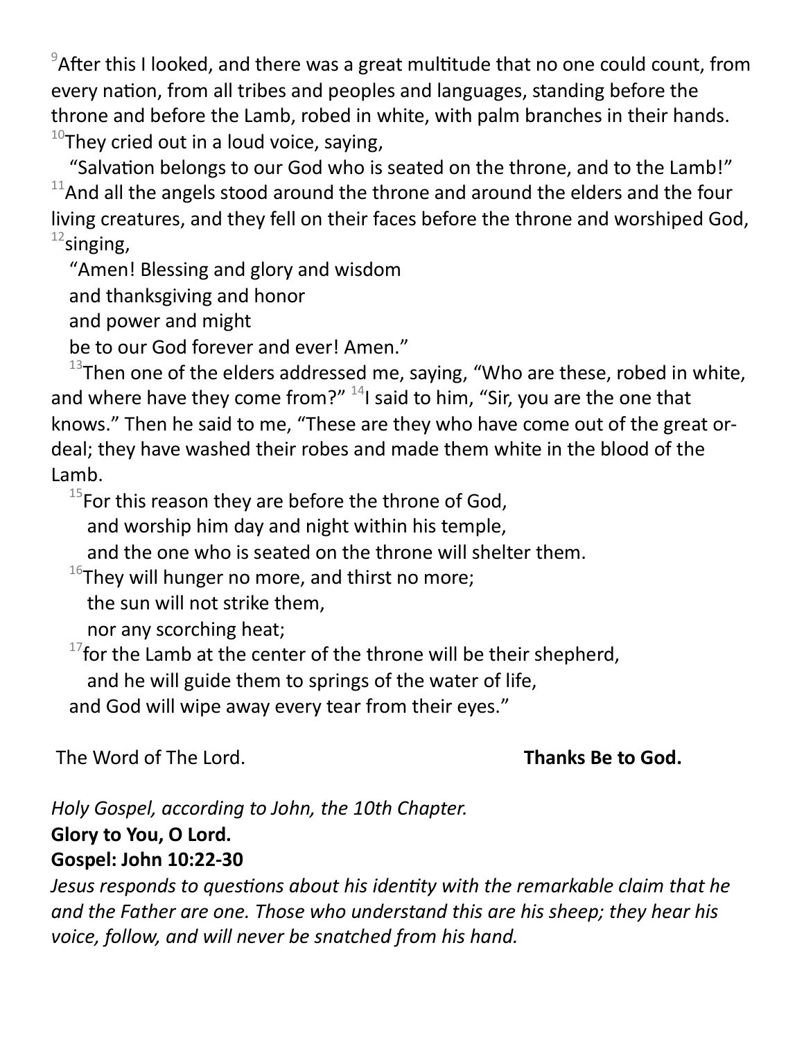[9]After this I looked, and there was a great multitude that no one could count, from every nation, from all tribes and peoples and languages, standing before the throne and before the Lamb, robed in white, with palm branches in their hands. [10]They cried out in a loud voice, saying,

"Salvation belongs to our God who is seated on the throne, and to the Lamb!" [11]And all the angels stood around the throne and around the elders and the four living creatures, and they fell on their faces before the throne and worshiped God, [12]singing,

"Amen! Blessing and glory and wisdom
and thanksgiving and honor
and power and might
be to our God forever and ever! Amen."

[13]Then one of the elders addressed me, saying, "Who are these, robed in white, and where have they come from?" [14]I said to him, "Sir, you are the one that knows." Then he said to me, "These are they who have come out of the great ordeal; they have washed their robes and made them white in the blood of the Lamb.

[15]For this reason they are before the throne of God,
and worship him day and night within his temple,
and the one who is seated on the throne will shelter them.
[16]They will hunger no more, and thirst no more;
the sun will not strike them,
nor any scorching heat;
[17]for the Lamb at the center of the throne will be their shepherd,
and he will guide them to springs of the water of life,
and God will wipe away every tear from their eyes."

The Word of The Lord. **Thanks Be to God.**

*Holy Gospel, according to John, the 10th Chapter.*

**Glory to You, O Lord.**

**Gospel: John 10:22-30**

*Jesus responds to questions about his identity with the remarkable claim that he and the Father are one. Those who understand this are his sheep; they hear his voice, follow, and will never be snatched from his hand.*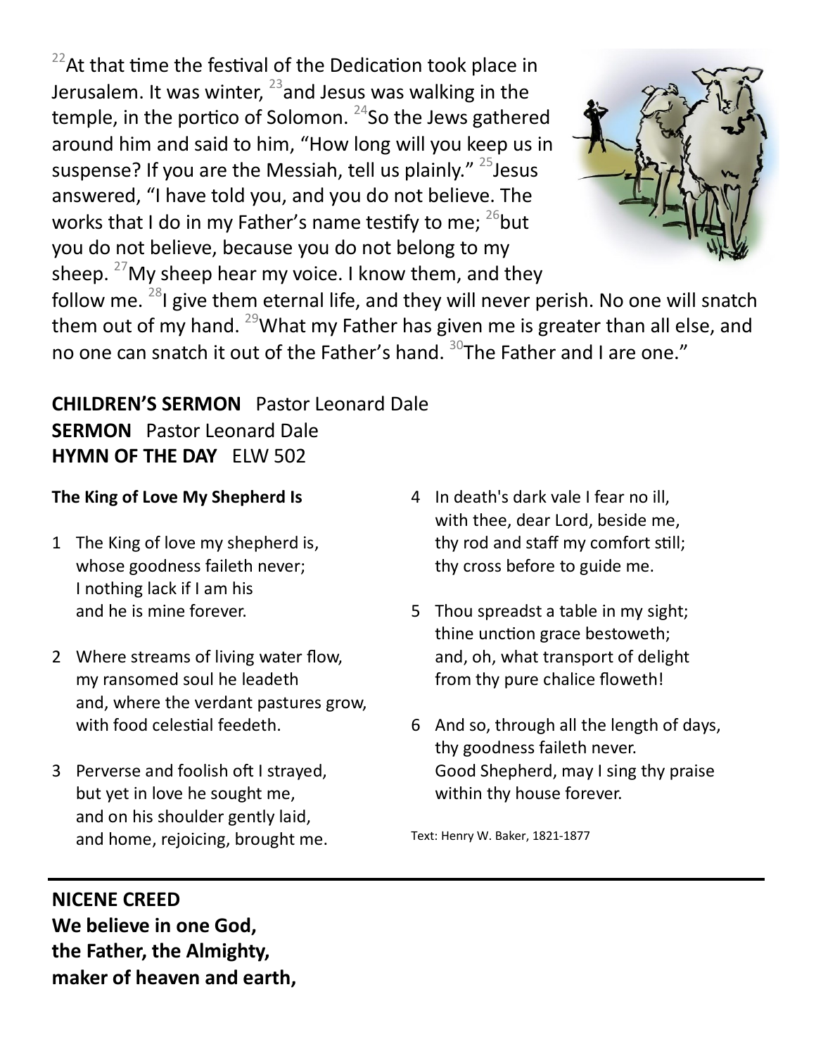[22]At that time the festival of the Dedication took place in Jerusalem. It was winter, [23]and Jesus was walking in the temple, in the portico of Solomon. [24]So the Jews gathered around him and said to him, “How long will you keep us in suspense? If you are the Messiah, tell us plainly.” [25]Jesus answered, “I have told you, and you do not believe. The works that I do in my Father’s name testify to me; [26]but you do not believe, because you do not belong to my sheep. [27]My sheep hear my voice. I know them, and they follow me. [28]I give them eternal life, and they will never perish. No one will snatch them out of my hand. [29]What my Father has given me is greater than all else, and no one can snatch it out of the Father’s hand. [30]The Father and I are one.”

**CHILDREN’S SERMON** Pastor Leonard Dale
**SERMON** Pastor Leonard Dale
**HYMN OF THE DAY** ELW 502

**The King of Love My Shepherd Is**

1 The King of love my shepherd is,
whose goodness faileth never;
I nothing lack if I am his
and he is mine forever.

2 Where streams of living water flow,
my ransomed soul he leadeth
and, where the verdant pastures grow,
with food celestial feedeth.

3 Perverse and foolish oft I strayed,
but yet in love he sought me,
and on his shoulder gently laid,
and home, rejoicing, brought me.

4 In death's dark vale I fear no ill,
with thee, dear Lord, beside me,
thy rod and staff my comfort still;
thy cross before to guide me.

5 Thou spreadst a table in my sight;
thine unction grace bestoweth;
and, oh, what transport of delight
from thy pure chalice floweth!

6 And so, through all the length of days,
thy goodness faileth never.
Good Shepherd, may I sing thy praise
within thy house forever.

Text: Henry W. Baker, 1821-1877

---

**NICENE CREED**
**We believe in one God,**
**the Father, the Almighty,**
**maker of heaven and earth,**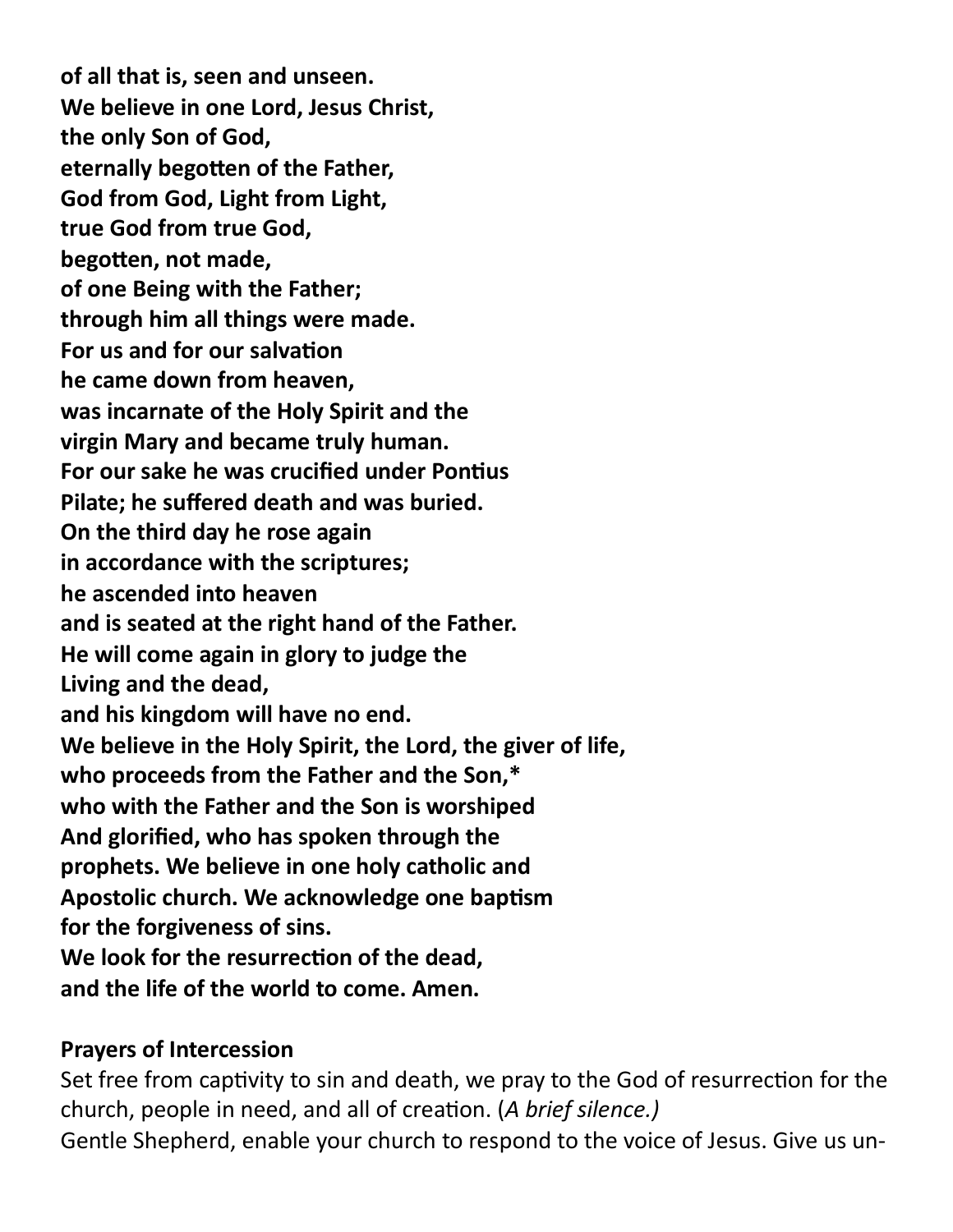**of all that is, seen and unseen.**
**We believe in one Lord, Jesus Christ,**
**the only Son of God,**
**eternally begotten of the Father,**
**God from God, Light from Light,**
**true God from true God,**
**begotten, not made,**
**of one Being with the Father;**
**through him all things were made.**
**For us and for our salvation**
**he came down from heaven,**
**was incarnate of the Holy Spirit and the**
**virgin Mary and became truly human.**
**For our sake he was crucified under Pontius**
**Pilate; he suffered death and was buried.**
**On the third day he rose again**
**in accordance with the scriptures;**
**he ascended into heaven**
**and is seated at the right hand of the Father.**
**He will come again in glory to judge the**
**Living and the dead,**
**and his kingdom will have no end.**
**We believe in the Holy Spirit, the Lord, the giver of life,**
**who proceeds from the Father and the Son,***
**who with the Father and the Son is worshiped**
**And glorified, who has spoken through the**
**prophets. We believe in one holy catholic and**
**Apostolic church. We acknowledge one baptism**
**for the forgiveness of sins.**
**We look for the resurrection of the dead,**
**and the life of the world to come. Amen.**

**Prayers of Intercession**

Set free from captivity to sin and death, we pray to the God of resurrection for the church, people in need, and all of creation. (*A brief silence.)*

Gentle Shepherd, enable your church to respond to the voice of Jesus. Give us un-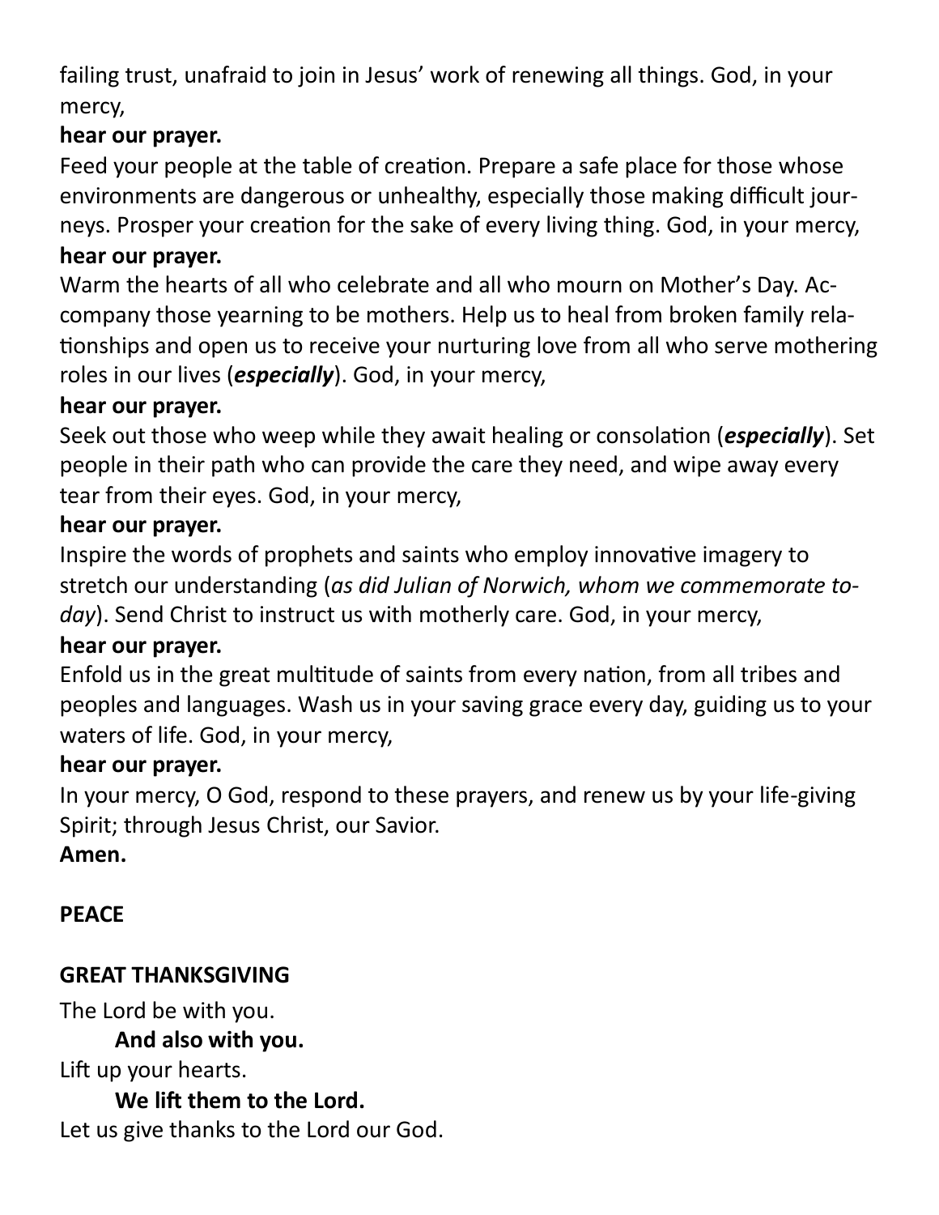failing trust, unafraid to join in Jesus' work of renewing all things. God, in your mercy,

**hear our prayer.**

Feed your people at the table of creation. Prepare a safe place for those whose environments are dangerous or unhealthy, especially those making difficult journeys. Prosper your creation for the sake of every living thing. God, in your mercy,

**hear our prayer.**

Warm the hearts of all who celebrate and all who mourn on Mother's Day. Accompany those yearning to be mothers. Help us to heal from broken family relationships and open us to receive your nurturing love from all who serve mothering roles in our lives (***especially***). God, in your mercy,

**hear our prayer.**

Seek out those who weep while they await healing or consolation (***especially***). Set people in their path who can provide the care they need, and wipe away every tear from their eyes. God, in your mercy,

**hear our prayer.**

Inspire the words of prophets and saints who employ innovative imagery to stretch our understanding (*as did Julian of Norwich, whom we commemorate today*). Send Christ to instruct us with motherly care. God, in your mercy,

**hear our prayer.**

Enfold us in the great multitude of saints from every nation, from all tribes and peoples and languages. Wash us in your saving grace every day, guiding us to your waters of life. God, in your mercy,

**hear our prayer.**

In your mercy, O God, respond to these prayers, and renew us by your life-giving Spirit; through Jesus Christ, our Savior.

**Amen.**

**PEACE**

**GREAT THANKSGIVING**

The Lord be with you.

**And also with you.**

Lift up your hearts.

**We lift them to the Lord.**

Let us give thanks to the Lord our God.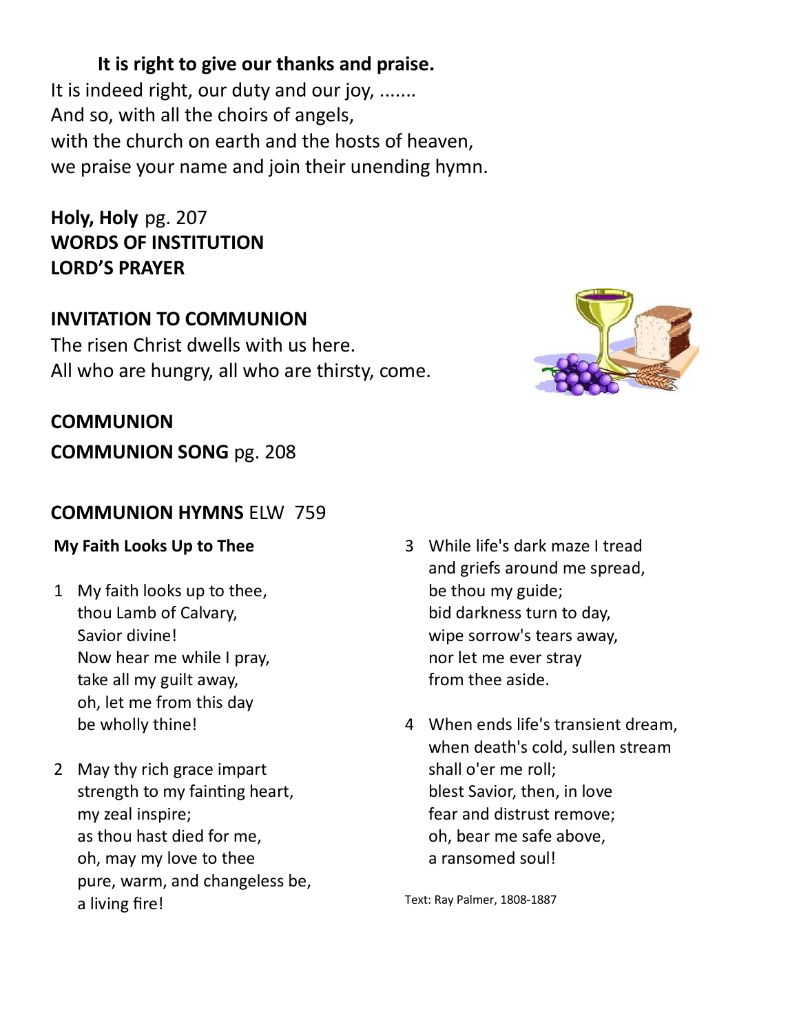**It is right to give our thanks and praise.**

It is indeed right, our duty and our joy, .......
And so, with all the choirs of angels,
with the church on earth and the hosts of heaven,
we praise your name and join their unending hymn.

**Holy, Holy** pg. 207
**WORDS OF INSTITUTION**
**LORD'S PRAYER**

**INVITATION TO COMMUNION**
The risen Christ dwells with us here.
All who are hungry, all who are thirsty, come.

**COMMUNION**
**COMMUNION SONG** pg. 208

**COMMUNION HYMNS** ELW 759

**My Faith Looks Up to Thee**

1 My faith looks up to thee,
thou Lamb of Calvary,
Savior divine!
Now hear me while I pray,
take all my guilt away,
oh, let me from this day
be wholly thine!

2 May thy rich grace impart
strength to my fainting heart,
my zeal inspire;
as thou hast died for me,
oh, may my love to thee
pure, warm, and changeless be,
a living fire!

3 While life's dark maze I tread
and griefs around me spread,
be thou my guide;
bid darkness turn to day,
wipe sorrow's tears away,
nor let me ever stray
from thee aside.

4 When ends life's transient dream,
when death's cold, sullen stream
shall o'er me roll;
blest Savior, then, in love
fear and distrust remove;
oh, bear me safe above,
a ransomed soul!

Text: Ray Palmer, 1808-1887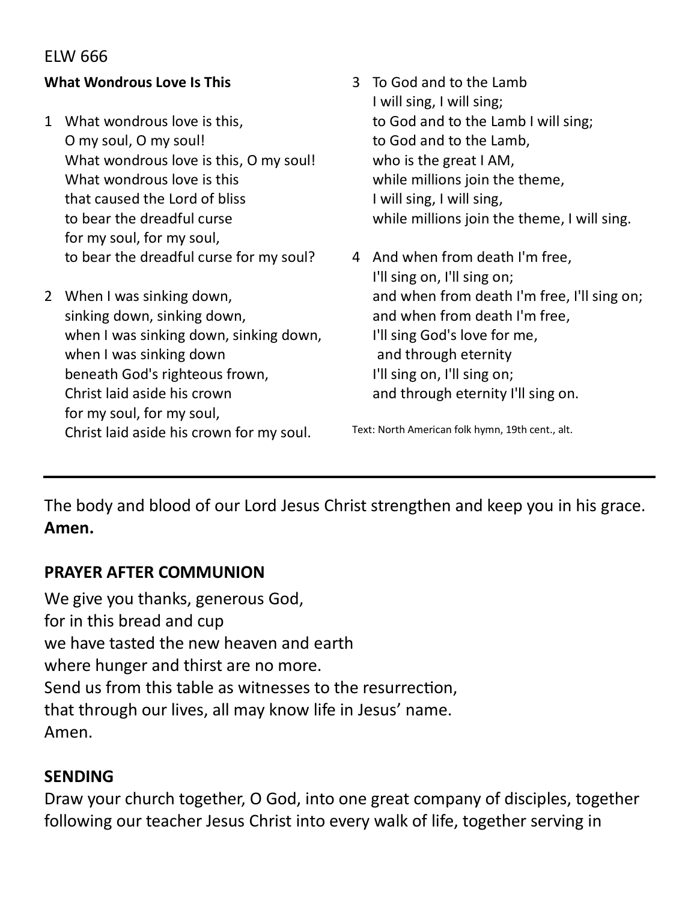ELW 666

**What Wondrous Love Is This**

1 What wondrous love is this,
O my soul, O my soul!
What wondrous love is this, O my soul!
What wondrous love is this
that caused the Lord of bliss
to bear the dreadful curse
for my soul, for my soul,
to bear the dreadful curse for my soul?

2 When I was sinking down,
sinking down, sinking down,
when I was sinking down, sinking down,
when I was sinking down
beneath God's righteous frown,
Christ laid aside his crown
for my soul, for my soul,
Christ laid aside his crown for my soul.

3 To God and to the Lamb
I will sing, I will sing;
to God and to the Lamb I will sing;
to God and to the Lamb,
who is the great I AM,
while millions join the theme,
I will sing, I will sing,
while millions join the theme, I will sing.

4 And when from death I'm free,
I'll sing on, I'll sing on;
and when from death I'm free, I'll sing on;
and when from death I'm free,
I'll sing God's love for me,
and through eternity
I'll sing on, I'll sing on;
and through eternity I'll sing on.

Text: North American folk hymn, 19th cent., alt.

---

The body and blood of our Lord Jesus Christ strengthen and keep you in his grace.
**Amen.**

## PRAYER AFTER COMMUNION

We give you thanks, generous God,
for in this bread and cup
we have tasted the new heaven and earth
where hunger and thirst are no more.
Send us from this table as witnesses to the resurrection,
that through our lives, all may know life in Jesus' name.
Amen.

## SENDING

Draw your church together, O God, into one great company of disciples, together following our teacher Jesus Christ into every walk of life, together serving in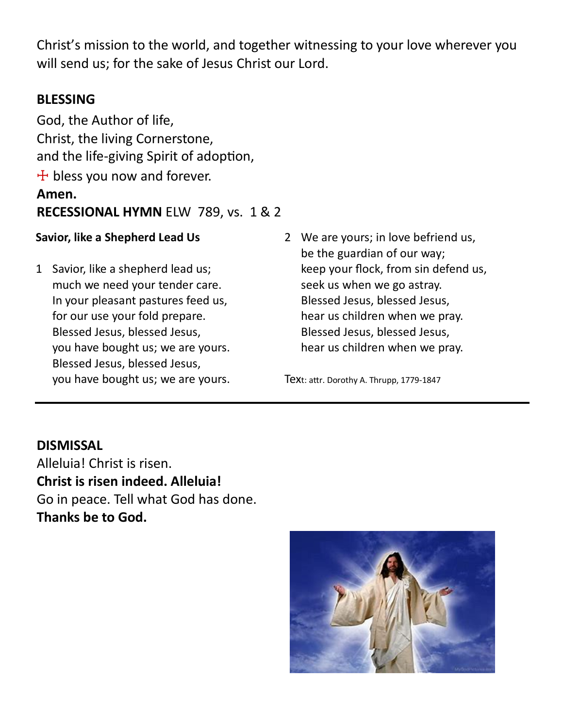Christ's mission to the world, and together witnessing to your love wherever you will send us; for the sake of Jesus Christ our Lord.

**BLESSING**

God, the Author of life,
Christ, the living Cornerstone,
and the life-giving Spirit of adoption,
☩ bless you now and forever.
**Amen.**

**RECESSIONAL HYMN** ELW 789, vs. 1 & 2

**Savior, like a Shepherd Lead Us**

1 Savior, like a shepherd lead us;
much we need your tender care.
In your pleasant pastures feed us,
for our use your fold prepare.
Blessed Jesus, blessed Jesus,
you have bought us; we are yours.
Blessed Jesus, blessed Jesus,
you have bought us; we are yours.

2 We are yours; in love befriend us,
be the guardian of our way;
keep your flock, from sin defend us,
seek us when we go astray.
Blessed Jesus, blessed Jesus,
hear us children when we pray.
Blessed Jesus, blessed Jesus,
hear us children when we pray.

Text: attr. Dorothy A. Thrupp, 1779-1847

---

**DISMISSAL**

Alleluia! Christ is risen.
**Christ is risen indeed. Alleluia!**
Go in peace. Tell what God has done.
**Thanks be to God.**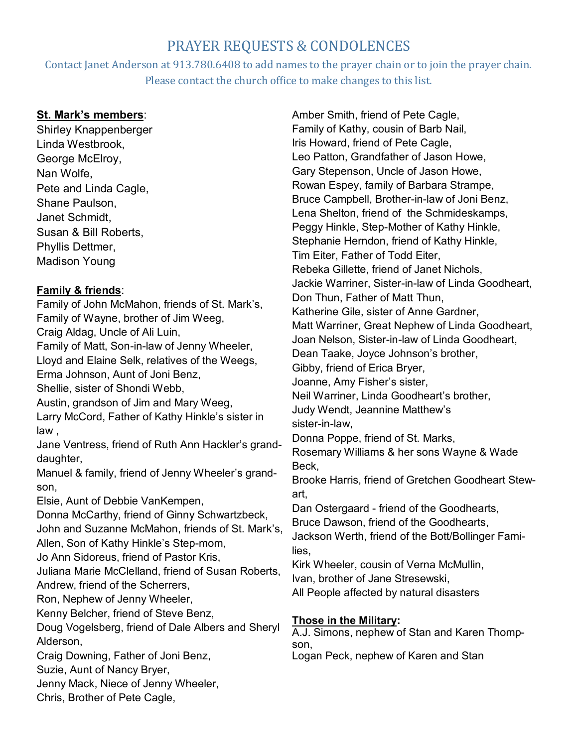# PRAYER REQUESTS & CONDOLENCES

Contact Janet Anderson at 913.780.6408 to add names to the prayer chain or to join the prayer chain.
Please contact the church office to make changes to this list.

**St. Mark's members**:

Shirley Knappenberger
Linda Westbrook,
George McElroy,
Nan Wolfe,
Pete and Linda Cagle,
Shane Paulson,
Janet Schmidt,
Susan & Bill Roberts,
Phyllis Dettmer,
Madison Young

**Family & friends**:

Family of John McMahon, friends of St. Mark's,
Family of Wayne, brother of Jim Weeg,
Craig Aldag, Uncle of Ali Luin,
Family of Matt, Son-in-law of Jenny Wheeler,
Lloyd and Elaine Selk, relatives of the Weegs,
Erma Johnson, Aunt of Joni Benz,
Shellie, sister of Shondi Webb,
Austin, grandson of Jim and Mary Weeg,
Larry McCord, Father of Kathy Hinkle's sister in law ,
Jane Ventress, friend of Ruth Ann Hackler's granddaughter,
Manuel & family, friend of Jenny Wheeler's grandson,
Elsie, Aunt of Debbie VanKempen,
Donna McCarthy, friend of Ginny Schwartzbeck,
John and Suzanne McMahon, friends of St. Mark's,
Allen, Son of Kathy Hinkle's Step-mom,
Jo Ann Sidoreus, friend of Pastor Kris,
Juliana Marie McClelland, friend of Susan Roberts,
Andrew, friend of the Scherrers,
Ron, Nephew of Jenny Wheeler,
Kenny Belcher, friend of Steve Benz,
Doug Vogelsberg, friend of Dale Albers and Sheryl Alderson,
Craig Downing, Father of Joni Benz,
Suzie, Aunt of Nancy Bryer,
Jenny Mack, Niece of Jenny Wheeler,
Chris, Brother of Pete Cagle,
Amber Smith, friend of Pete Cagle,
Family of Kathy, cousin of Barb Nail,
Iris Howard, friend of Pete Cagle,
Leo Patton, Grandfather of Jason Howe,
Gary Stepenson, Uncle of Jason Howe,
Rowan Espey, family of Barbara Strampe,
Bruce Campbell, Brother-in-law of Joni Benz,
Lena Shelton, friend of the Schmideskamps,
Peggy Hinkle, Step-Mother of Kathy Hinkle,
Stephanie Herndon, friend of Kathy Hinkle,
Tim Eiter, Father of Todd Eiter,
Rebeka Gillette, friend of Janet Nichols,
Jackie Warriner, Sister-in-law of Linda Goodheart,
Don Thun, Father of Matt Thun,
Katherine Gile, sister of Anne Gardner,
Matt Warriner, Great Nephew of Linda Goodheart,
Joan Nelson, Sister-in-law of Linda Goodheart,
Dean Taake, Joyce Johnson's brother,
Gibby, friend of Erica Bryer,
Joanne, Amy Fisher's sister,
Neil Warriner, Linda Goodheart's brother,
Judy Wendt, Jeannine Matthew's sister-in-law,
Donna Poppe, friend of St. Marks,
Rosemary Williams & her sons Wayne & Wade Beck,
Brooke Harris, friend of Gretchen Goodheart Stewart,
Dan Ostergaard - friend of the Goodhearts,
Bruce Dawson, friend of the Goodhearts,
Jackson Werth, friend of the Bott/Bollinger Families,
Kirk Wheeler, cousin of Verna McMullin,
Ivan, brother of Jane Stresewski,
All People affected by natural disasters

**Those in the Military:**

A.J. Simons, nephew of Stan and Karen Thompson,
Logan Peck, nephew of Karen and Stan